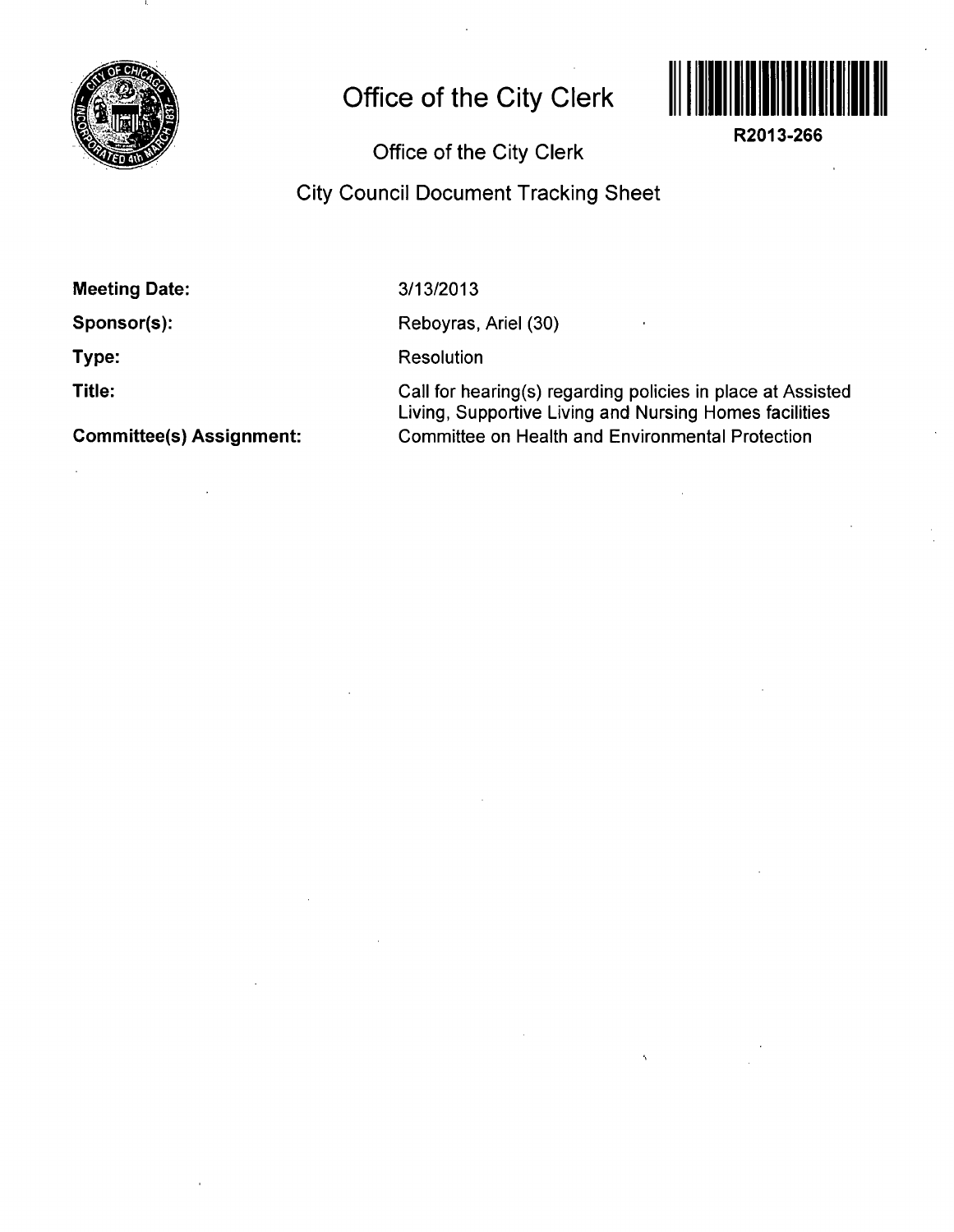# Office of the City Clerk

R2013-266

## Office of the City Clerk

## City Council Document Tracking Sheet

**Meeting Date:** 3/13/2013

**Sponsor(s):** Reboyras, Ariel (30)

**Type:** Resolution

**Title:** Call for hearing(s) regarding policies in place at Assisted Living, Supportive Living and Nursing Homes facilities

**Committee(s) Assignment:** Committee on Health and Environmental Protection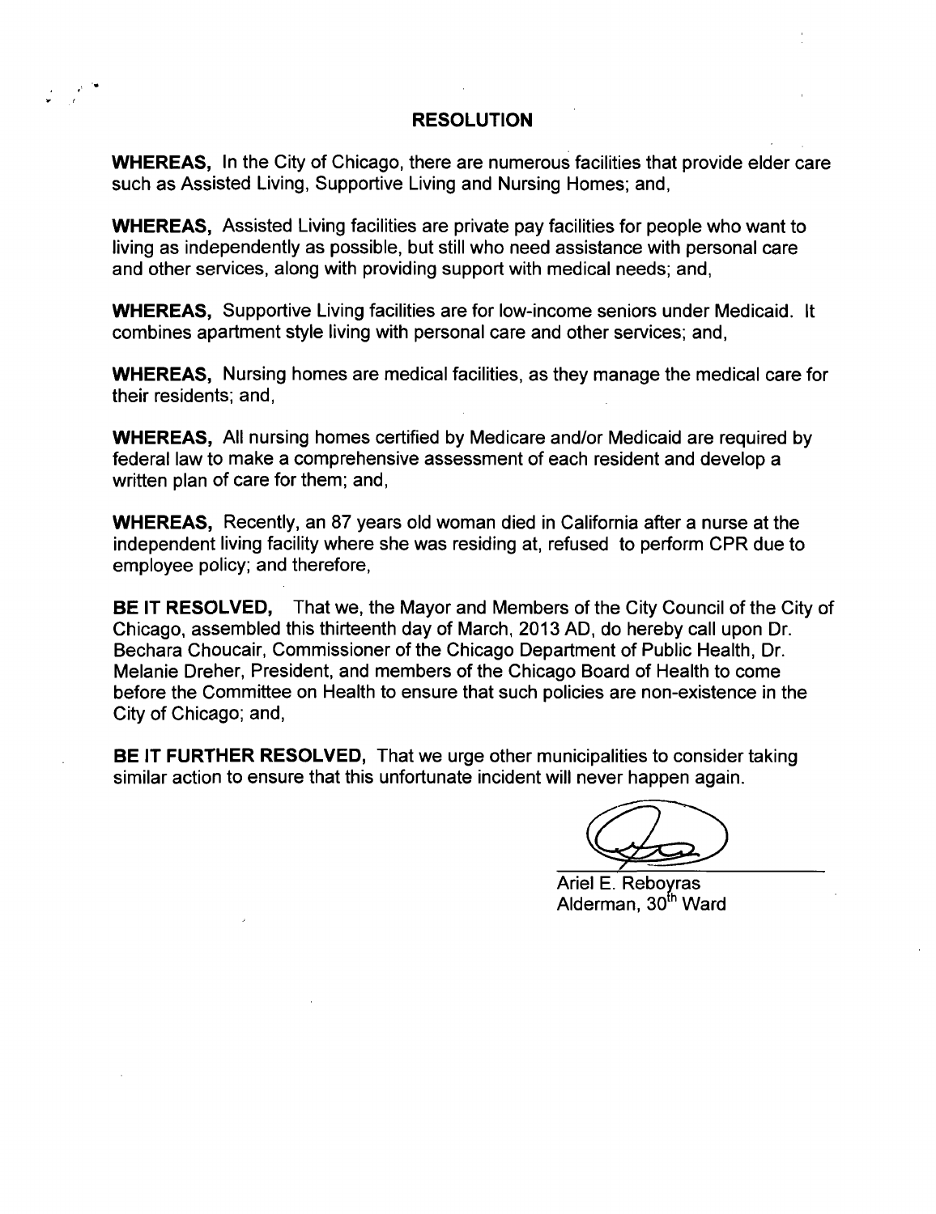# RESOLUTION

**WHEREAS,** In the City of Chicago, there are numerous facilities that provide elder care such as Assisted Living, Supportive Living and Nursing Homes; and,

**WHEREAS,** Assisted Living facilities are private pay facilities for people who want to living as independently as possible, but still who need assistance with personal care and other services, along with providing support with medical needs; and,

**WHEREAS,** Supportive Living facilities are for low-income seniors under Medicaid. It combines apartment style living with personal care and other services; and,

**WHEREAS,** Nursing homes are medical facilities, as they manage the medical care for their residents; and,

**WHEREAS,** All nursing homes certified by Medicare and/or Medicaid are required by federal law to make a comprehensive assessment of each resident and develop a written plan of care for them; and,

**WHEREAS,** Recently, an 87 years old woman died in California after a nurse at the independent living facility where she was residing at, refused to perform CPR due to employee policy; and therefore,

**BE IT RESOLVED,** That we, the Mayor and Members of the City Council of the City of Chicago, assembled this thirteenth day of March, 2013 AD, do hereby call upon Dr. Bechara Choucair, Commissioner of the Chicago Department of Public Health, Dr. Melanie Dreher, President, and members of the Chicago Board of Health to come before the Committee on Health to ensure that such policies are non-existence in the City of Chicago; and,

**BE IT FURTHER RESOLVED,** That we urge other municipalities to consider taking similar action to ensure that this unfortunate incident will never happen again.

Ariel E. Reboyras
Alderman, 30th Ward